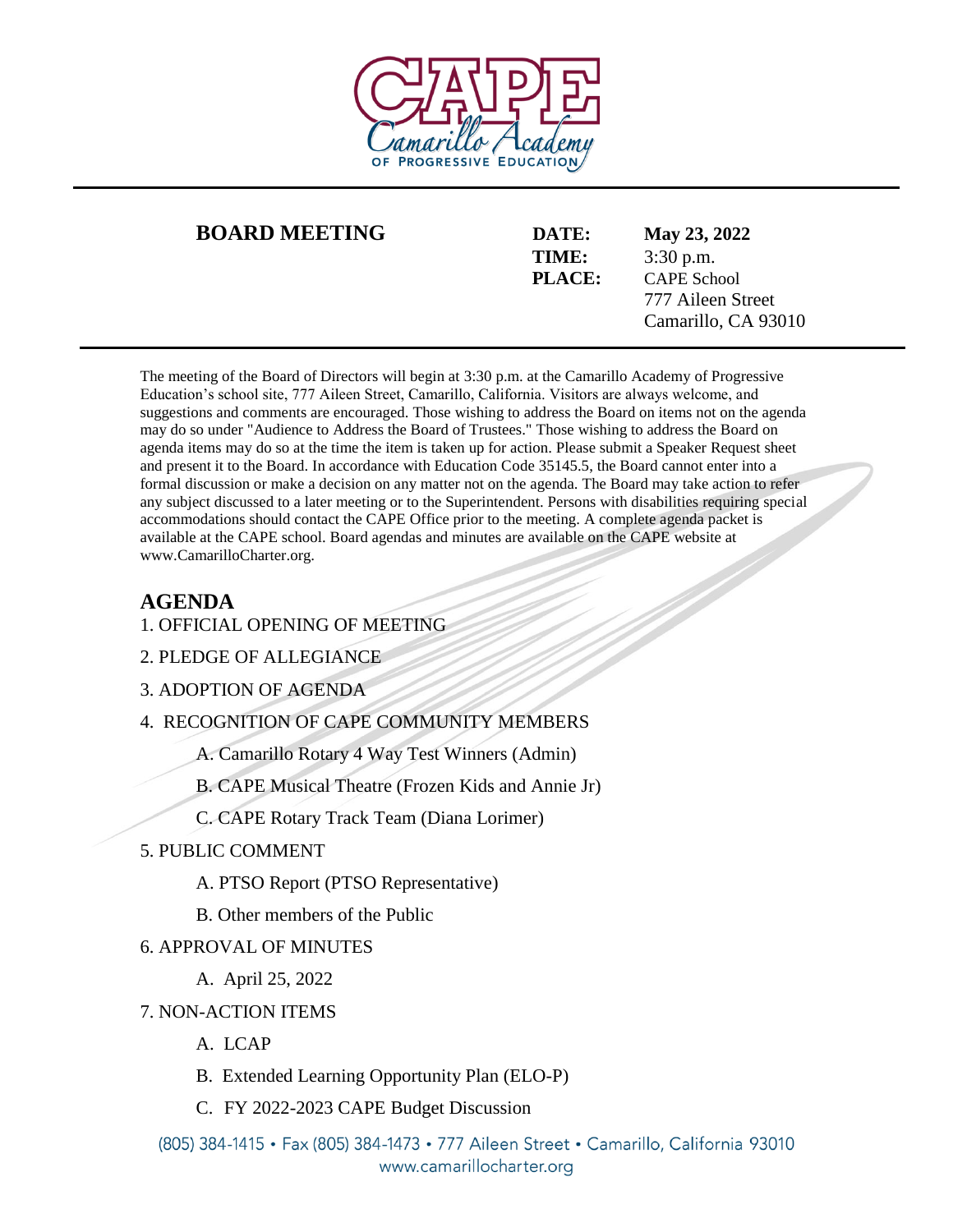CAPE Camarillo Academy OF PROGRESSIVE EDUCATION

## BOARD MEETING

**DATE:** **May 23, 2022**
**TIME:** 3:30 p.m.
**PLACE:** CAPE School
777 Aileen Street
Camarillo, CA 93010

The meeting of the Board of Directors will begin at 3:30 p.m. at the Camarillo Academy of Progressive Education's school site, 777 Aileen Street, Camarillo, California. Visitors are always welcome, and suggestions and comments are encouraged. Those wishing to address the Board on items not on the agenda may do so under "Audience to Address the Board of Trustees." Those wishing to address the Board on agenda items may do so at the time the item is taken up for action. Please submit a Speaker Request sheet and present it to the Board. In accordance with Education Code 35145.5, the Board cannot enter into a formal discussion or make a decision on any matter not on the agenda. The Board may take action to refer any subject discussed to a later meeting or to the Superintendent. Persons with disabilities requiring special accommodations should contact the CAPE Office prior to the meeting. A complete agenda packet is available at the CAPE school. Board agendas and minutes are available on the CAPE website at www.CamarilloCharter.org.

## AGENDA

1. OFFICIAL OPENING OF MEETING
2. PLEDGE OF ALLEGIANCE
3. ADOPTION OF AGENDA
4. RECOGNITION OF CAPE COMMUNITY MEMBERS
   - A. Camarillo Rotary 4 Way Test Winners (Admin)
   - B. CAPE Musical Theatre (Frozen Kids and Annie Jr)
   - C. CAPE Rotary Track Team (Diana Lorimer)
5. PUBLIC COMMENT
   - A. PTSO Report (PTSO Representative)
   - B. Other members of the Public
6. APPROVAL OF MINUTES
   - A. April 25, 2022
7. NON-ACTION ITEMS
   - A. LCAP
   - B. Extended Learning Opportunity Plan (ELO-P)
   - C. FY 2022-2023 CAPE Budget Discussion

(805) 384-1415 • Fax (805) 384-1473 • 777 Aileen Street • Camarillo, California 93010
www.camarillocharter.org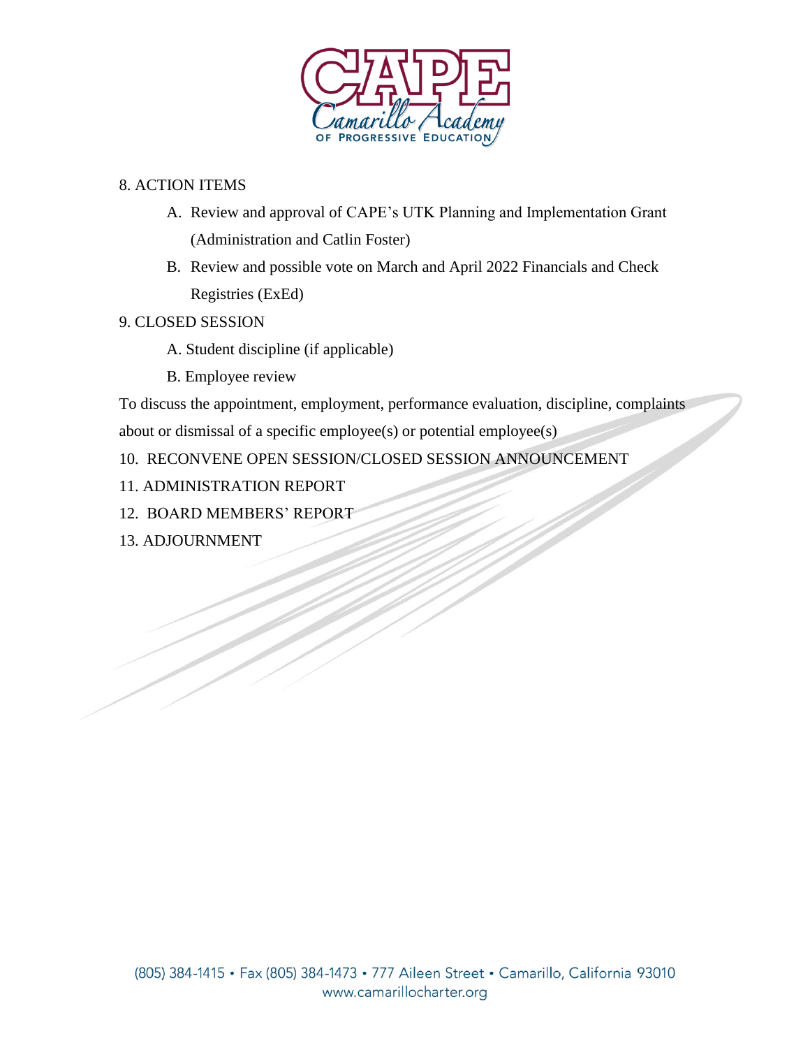8. ACTION ITEMS

   A. Review and approval of CAPE's UTK Planning and Implementation Grant (Administration and Catlin Foster)

   B. Review and possible vote on March and April 2022 Financials and Check Registries (ExEd)

9. CLOSED SESSION

   A. Student discipline (if applicable)

   B. Employee review

To discuss the appointment, employment, performance evaluation, discipline, complaints about or dismissal of a specific employee(s) or potential employee(s)

10. RECONVENE OPEN SESSION/CLOSED SESSION ANNOUNCEMENT

11. ADMINISTRATION REPORT

12. BOARD MEMBERS' REPORT

13. ADJOURNMENT